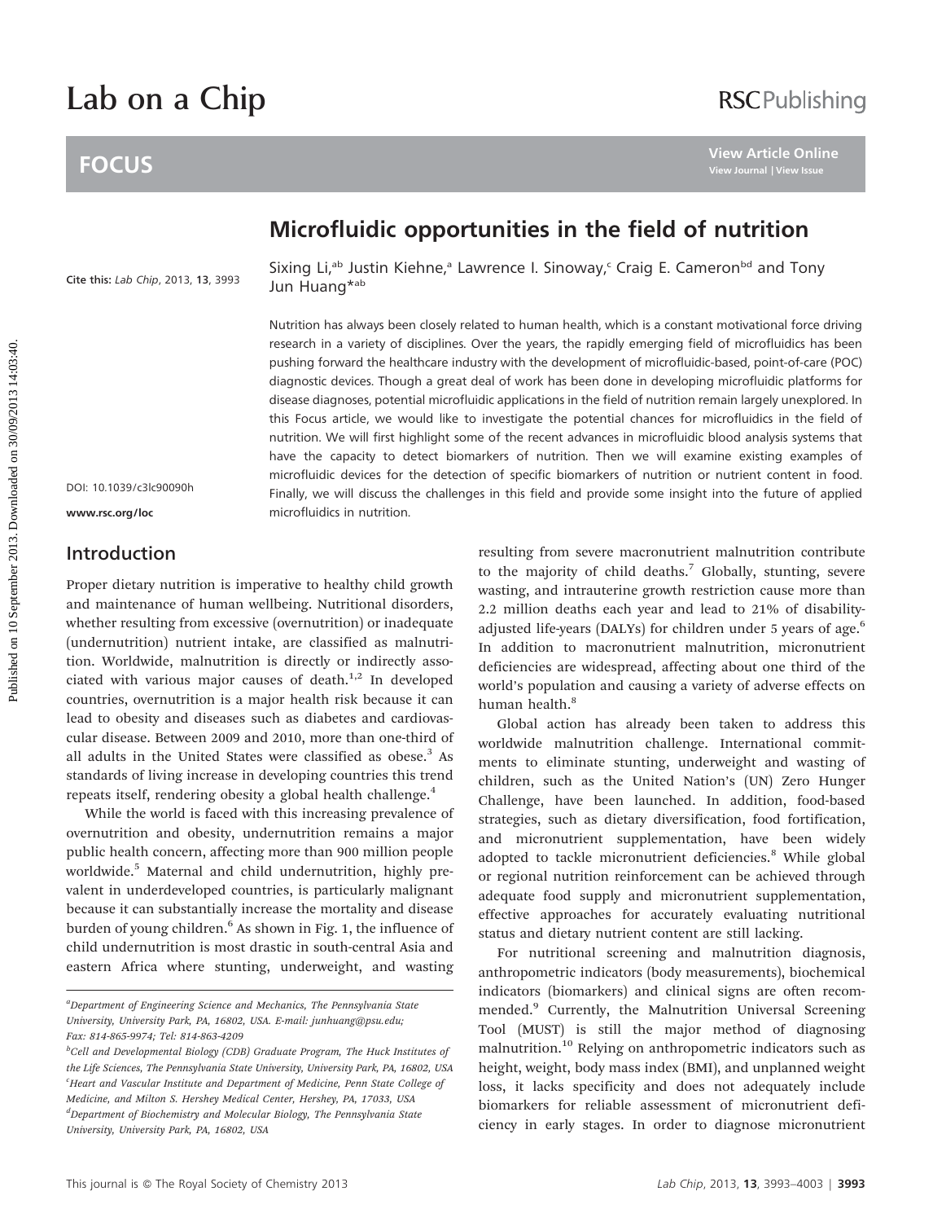Lab on a Chip

## FOCUS

# Microfluidic opportunities in the field of nutrition

Sixing Li,[ab] Justin Kiehne,[a] Lawrence I. Sinoway,[c] Craig E. Cameron[bd] and Tony Jun Huang*[ab]

Cite this: *Lab Chip*, 2013, **13**, 3993

DOI: 10.1039/c3lc90090h

www.rsc.org/loc

Nutrition has always been closely related to human health, which is a constant motivational force driving research in a variety of disciplines. Over the years, the rapidly emerging field of microfluidics has been pushing forward the healthcare industry with the development of microfluidic-based, point-of-care (POC) diagnostic devices. Though a great deal of work has been done in developing microfluidic platforms for disease diagnoses, potential microfluidic applications in the field of nutrition remain largely unexplored. In this Focus article, we would like to investigate the potential chances for microfluidics in the field of nutrition. We will first highlight some of the recent advances in microfluidic blood analysis systems that have the capacity to detect biomarkers of nutrition. Then we will examine existing examples of microfluidic devices for the detection of specific biomarkers of nutrition or nutrient content in food. Finally, we will discuss the challenges in this field and provide some insight into the future of applied microfluidics in nutrition.

## Introduction

Proper dietary nutrition is imperative to healthy child growth and maintenance of human wellbeing. Nutritional disorders, whether resulting from excessive (overnutrition) or inadequate (undernutrition) nutrient intake, are classified as malnutrition. Worldwide, malnutrition is directly or indirectly associated with various major causes of death.[1,2] In developed countries, overnutrition is a major health risk because it can lead to obesity and diseases such as diabetes and cardiovascular disease. Between 2009 and 2010, more than one-third of all adults in the United States were classified as obese.[3] As standards of living increase in developing countries this trend repeats itself, rendering obesity a global health challenge.[4]

While the world is faced with this increasing prevalence of overnutrition and obesity, undernutrition remains a major public health concern, affecting more than 900 million people worldwide.[5] Maternal and child undernutrition, highly prevalent in underdeveloped countries, is particularly malignant because it can substantially increase the mortality and disease burden of young children.[6] As shown in Fig. 1, the influence of child undernutrition is most drastic in south-central Asia and eastern Africa where stunting, underweight, and wasting resulting from severe macronutrient malnutrition contribute to the majority of child deaths.[7] Globally, stunting, severe wasting, and intrauterine growth restriction cause more than 2.2 million deaths each year and lead to 21% of disability-adjusted life-years (DALYs) for children under 5 years of age.[6] In addition to macronutrient malnutrition, micronutrient deficiencies are widespread, affecting about one third of the world's population and causing a variety of adverse effects on human health.[8]

Global action has already been taken to address this worldwide malnutrition challenge. International commitments to eliminate stunting, underweight and wasting of children, such as the United Nation's (UN) Zero Hunger Challenge, have been launched. In addition, food-based strategies, such as dietary diversification, food fortification, and micronutrient supplementation, have been widely adopted to tackle micronutrient deficiencies.[8] While global or regional nutrition reinforcement can be achieved through adequate food supply and micronutrient supplementation, effective approaches for accurately evaluating nutritional status and dietary nutrient content are still lacking.

For nutritional screening and malnutrition diagnosis, anthropometric indicators (body measurements), biochemical indicators (biomarkers) and clinical signs are often recommended.[9] Currently, the Malnutrition Universal Screening Tool (MUST) is still the major method of diagnosing malnutrition.[10] Relying on anthropometric indicators such as height, weight, body mass index (BMI), and unplanned weight loss, it lacks specificity and does not adequately include biomarkers for reliable assessment of micronutrient deficiency in early stages. In order to diagnose micronutrient

[a]Department of Engineering Science and Mechanics, The Pennsylvania State University, University Park, PA, 16802, USA. E-mail: junhuang@psu.edu; Fax: 814-865-9974; Tel: 814-863-4209

[b]Cell and Developmental Biology (CDB) Graduate Program, The Huck Institutes of the Life Sciences, The Pennsylvania State University, University Park, PA, 16802, USA

[c]Heart and Vascular Institute and Department of Medicine, Penn State College of Medicine, and Milton S. Hershey Medical Center, Hershey, PA, 17033, USA

[d]Department of Biochemistry and Molecular Biology, The Pennsylvania State University, University Park, PA, 16802, USA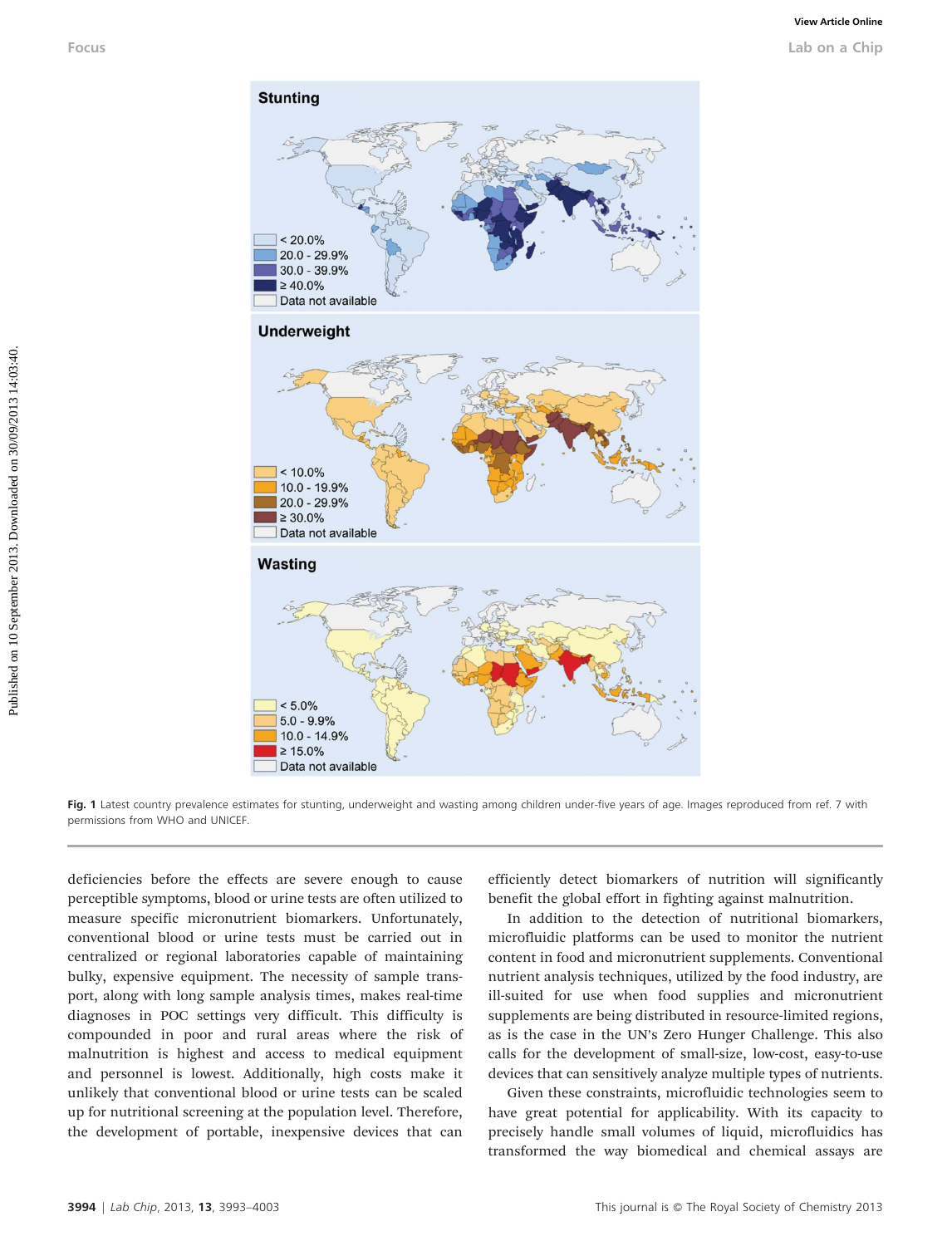Fig. 1 Latest country prevalence estimates for stunting, underweight and wasting among children under-five years of age. Images reproduced from ref. 7 with permissions from WHO and UNICEF.

deficiencies before the effects are severe enough to cause perceptible symptoms, blood or urine tests are often utilized to measure specific micronutrient biomarkers. Unfortunately, conventional blood or urine tests must be carried out in centralized or regional laboratories capable of maintaining bulky, expensive equipment. The necessity of sample transport, along with long sample analysis times, makes real-time diagnoses in POC settings very difficult. This difficulty is compounded in poor and rural areas where the risk of malnutrition is highest and access to medical equipment and personnel is lowest. Additionally, high costs make it unlikely that conventional blood or urine tests can be scaled up for nutritional screening at the population level. Therefore, the development of portable, inexpensive devices that can efficiently detect biomarkers of nutrition will significantly benefit the global effort in fighting against malnutrition.

In addition to the detection of nutritional biomarkers, microfluidic platforms can be used to monitor the nutrient content in food and micronutrient supplements. Conventional nutrient analysis techniques, utilized by the food industry, are ill-suited for use when food supplies and micronutrient supplements are being distributed in resource-limited regions, as is the case in the UN's Zero Hunger Challenge. This also calls for the development of small-size, low-cost, easy-to-use devices that can sensitively analyze multiple types of nutrients.

Given these constraints, microfluidic technologies seem to have great potential for applicability. With its capacity to precisely handle small volumes of liquid, microfluidics has transformed the way biomedical and chemical assays are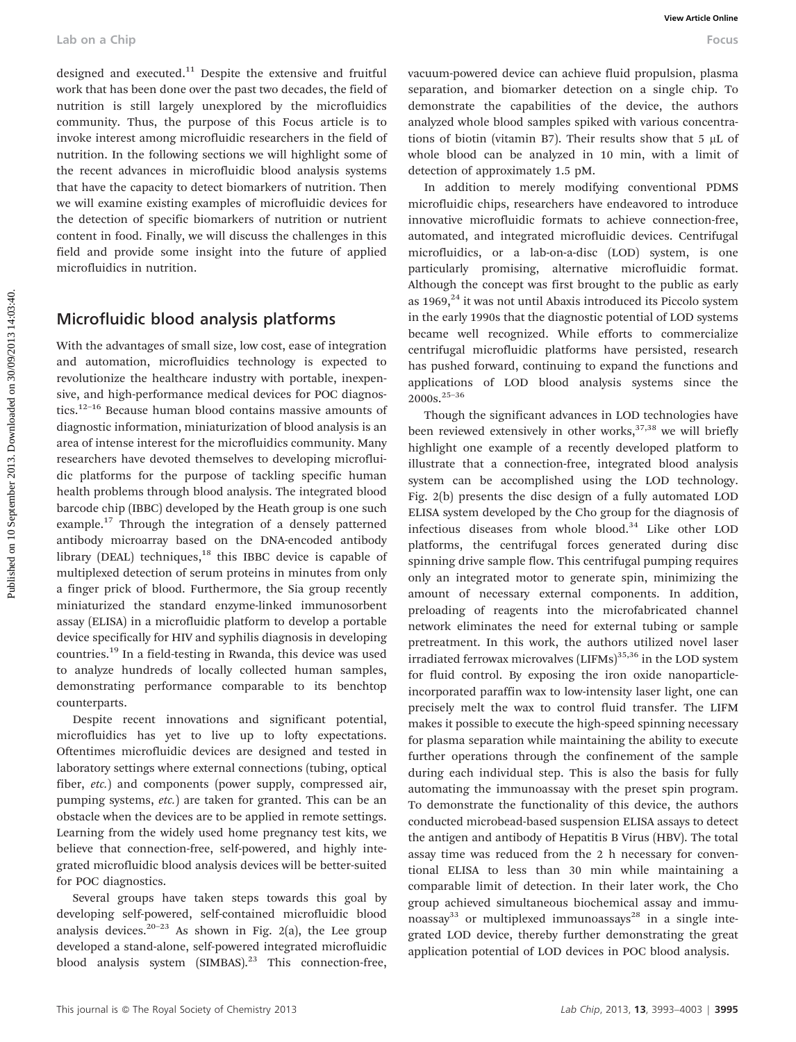designed and executed.[11] Despite the extensive and fruitful work that has been done over the past two decades, the field of nutrition is still largely unexplored by the microfluidics community. Thus, the purpose of this Focus article is to invoke interest among microfluidic researchers in the field of nutrition. In the following sections we will highlight some of the recent advances in microfluidic blood analysis systems that have the capacity to detect biomarkers of nutrition. Then we will examine existing examples of microfluidic devices for the detection of specific biomarkers of nutrition or nutrient content in food. Finally, we will discuss the challenges in this field and provide some insight into the future of applied microfluidics in nutrition.

## Microfluidic blood analysis platforms

With the advantages of small size, low cost, ease of integration and automation, microfluidics technology is expected to revolutionize the healthcare industry with portable, inexpensive, and high-performance medical devices for POC diagnostics.[12–16] Because human blood contains massive amounts of diagnostic information, miniaturization of blood analysis is an area of intense interest for the microfluidics community. Many researchers have devoted themselves to developing microfluidic platforms for the purpose of tackling specific human health problems through blood analysis. The integrated blood barcode chip (IBBC) developed by the Heath group is one such example.[17] Through the integration of a densely patterned antibody microarray based on the DNA-encoded antibody library (DEAL) techniques,[18] this IBBC device is capable of multiplexed detection of serum proteins in minutes from only a finger prick of blood. Furthermore, the Sia group recently miniaturized the standard enzyme-linked immunosorbent assay (ELISA) in a microfluidic platform to develop a portable device specifically for HIV and syphilis diagnosis in developing countries.[19] In a field-testing in Rwanda, this device was used to analyze hundreds of locally collected human samples, demonstrating performance comparable to its benchtop counterparts.

Despite recent innovations and significant potential, microfluidics has yet to live up to lofty expectations. Oftentimes microfluidic devices are designed and tested in laboratory settings where external connections (tubing, optical fiber, *etc.*) and components (power supply, compressed air, pumping systems, *etc.*) are taken for granted. This can be an obstacle when the devices are to be applied in remote settings. Learning from the widely used home pregnancy test kits, we believe that connection-free, self-powered, and highly integrated microfluidic blood analysis devices will be better-suited for POC diagnostics.

Several groups have taken steps towards this goal by developing self-powered, self-contained microfluidic blood analysis devices.[20–23] As shown in Fig. 2(a), the Lee group developed a stand-alone, self-powered integrated microfluidic blood analysis system (SIMBAS).[23] This connection-free, vacuum-powered device can achieve fluid propulsion, plasma separation, and biomarker detection on a single chip. To demonstrate the capabilities of the device, the authors analyzed whole blood samples spiked with various concentrations of biotin (vitamin B7). Their results show that 5 μL of whole blood can be analyzed in 10 min, with a limit of detection of approximately 1.5 pM.

In addition to merely modifying conventional PDMS microfluidic chips, researchers have endeavored to introduce innovative microfluidic formats to achieve connection-free, automated, and integrated microfluidic devices. Centrifugal microfluidics, or a lab-on-a-disc (LOD) system, is one particularly promising, alternative microfluidic format. Although the concept was first brought to the public as early as 1969,[24] it was not until Abaxis introduced its Piccolo system in the early 1990s that the diagnostic potential of LOD systems became well recognized. While efforts to commercialize centrifugal microfluidic platforms have persisted, research has pushed forward, continuing to expand the functions and applications of LOD blood analysis systems since the 2000s.[25–36]

Though the significant advances in LOD technologies have been reviewed extensively in other works,[37,38] we will briefly highlight one example of a recently developed platform to illustrate that a connection-free, integrated blood analysis system can be accomplished using the LOD technology. Fig. 2(b) presents the disc design of a fully automated LOD ELISA system developed by the Cho group for the diagnosis of infectious diseases from whole blood.[34] Like other LOD platforms, the centrifugal forces generated during disc spinning drive sample flow. This centrifugal pumping requires only an integrated motor to generate spin, minimizing the amount of necessary external components. In addition, preloading of reagents into the microfabricated channel network eliminates the need for external tubing or sample pretreatment. In this work, the authors utilized novel laser irradiated ferrowax microvalves (LIFMs)[35,36] in the LOD system for fluid control. By exposing the iron oxide nanoparticle-incorporated paraffin wax to low-intensity laser light, one can precisely melt the wax to control fluid transfer. The LIFM makes it possible to execute the high-speed spinning necessary for plasma separation while maintaining the ability to execute further operations through the confinement of the sample during each individual step. This is also the basis for fully automating the immunoassay with the preset spin program. To demonstrate the functionality of this device, the authors conducted microbead-based suspension ELISA assays to detect the antigen and antibody of Hepatitis B Virus (HBV). The total assay time was reduced from the 2 h necessary for conventional ELISA to less than 30 min while maintaining a comparable limit of detection. In their later work, the Cho group achieved simultaneous biochemical assay and immunoassay[33] or multiplexed immunoassays[28] in a single integrated LOD device, thereby further demonstrating the great application potential of LOD devices in POC blood analysis.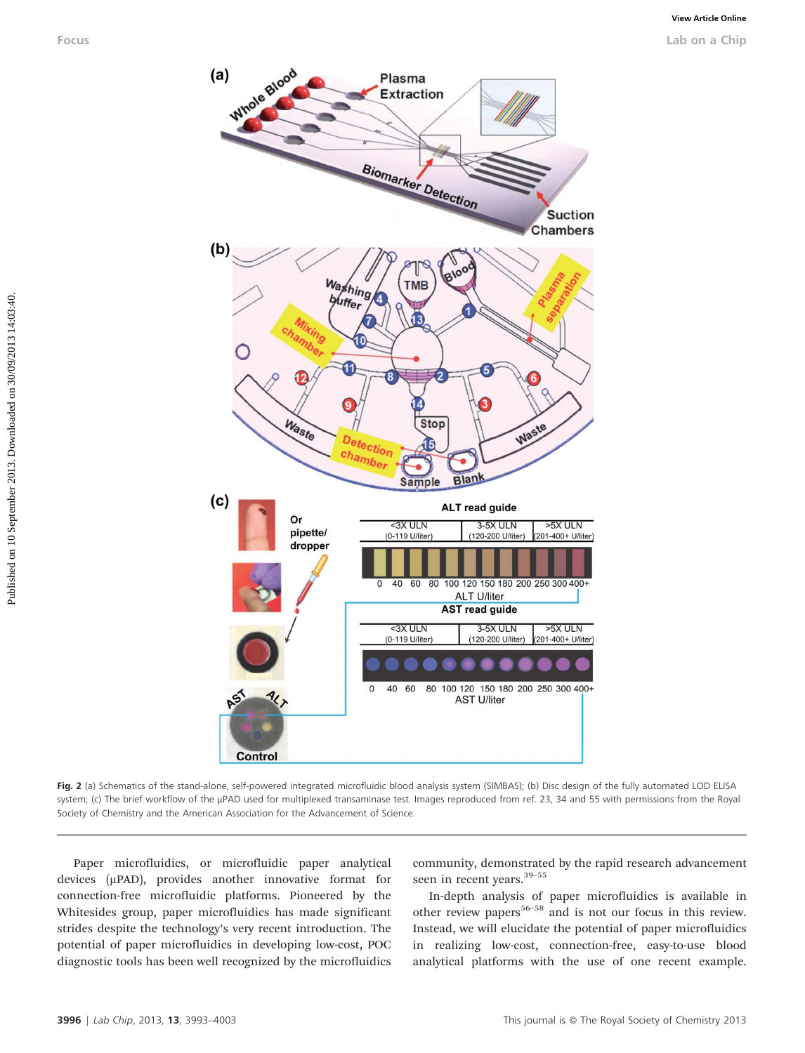Fig. 2 (a) Schematics of the stand-alone, self-powered integrated microfluidic blood analysis system (SIMBAS); (b) Disc design of the fully automated LOD ELISA system; (c) The brief workflow of the μPAD used for multiplexed transaminase test. Images reproduced from ref. 23, 34 and 55 with permissions from the Royal Society of Chemistry and the American Association for the Advancement of Science.

Paper microfluidics, or microfluidic paper analytical devices (μPAD), provides another innovative format for connection-free microfluidic platforms. Pioneered by the Whitesides group, paper microfluidics has made significant strides despite the technology's very recent introduction. The potential of paper microfluidics in developing low-cost, POC diagnostic tools has been well recognized by the microfluidics community, demonstrated by the rapid research advancement seen in recent years.[39–55]

In-depth analysis of paper microfluidics is available in other review papers[56–58] and is not our focus in this review. Instead, we will elucidate the potential of paper microfluidics in realizing low-cost, connection-free, easy-to-use blood analytical platforms with the use of one recent example.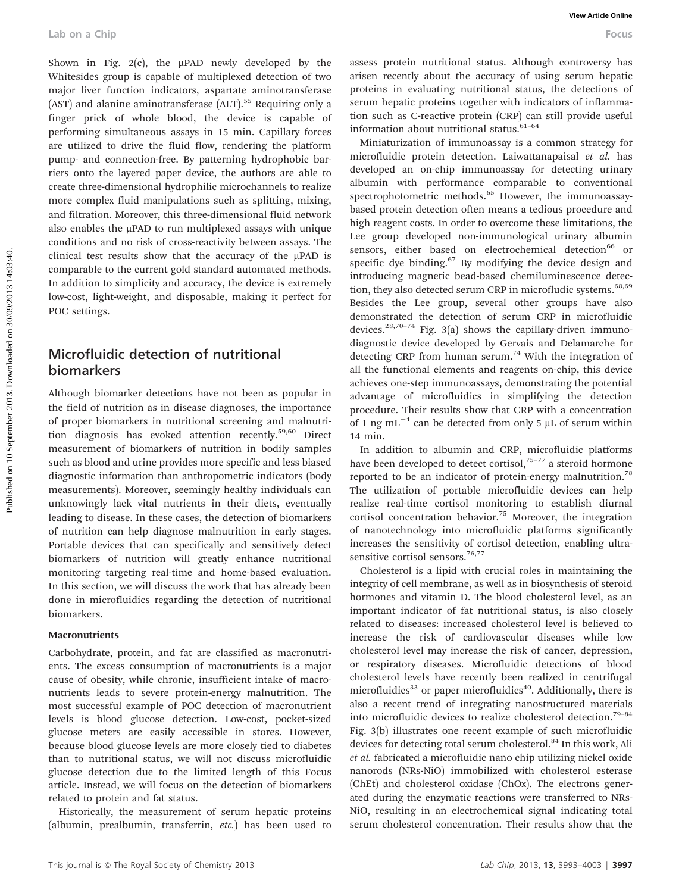Shown in Fig. 2(c), the μPAD newly developed by the Whitesides group is capable of multiplexed detection of two major liver function indicators, aspartate aminotransferase (AST) and alanine aminotransferase (ALT).[55] Requiring only a finger prick of whole blood, the device is capable of performing simultaneous assays in 15 min. Capillary forces are utilized to drive the fluid flow, rendering the platform pump- and connection-free. By patterning hydrophobic barriers onto the layered paper device, the authors are able to create three-dimensional hydrophilic microchannels to realize more complex fluid manipulations such as splitting, mixing, and filtration. Moreover, this three-dimensional fluid network also enables the μPAD to run multiplexed assays with unique conditions and no risk of cross-reactivity between assays. The clinical test results show that the accuracy of the μPAD is comparable to the current gold standard automated methods. In addition to simplicity and accuracy, the device is extremely low-cost, light-weight, and disposable, making it perfect for POC settings.

## Microfluidic detection of nutritional biomarkers

Although biomarker detections have not been as popular in the field of nutrition as in disease diagnoses, the importance of proper biomarkers in nutritional screening and malnutrition diagnosis has evoked attention recently.[59,60] Direct measurement of biomarkers of nutrition in bodily samples such as blood and urine provides more specific and less biased diagnostic information than anthropometric indicators (body measurements). Moreover, seemingly healthy individuals can unknowingly lack vital nutrients in their diets, eventually leading to disease. In these cases, the detection of biomarkers of nutrition can help diagnose malnutrition in early stages. Portable devices that can specifically and sensitively detect biomarkers of nutrition will greatly enhance nutritional monitoring targeting real-time and home-based evaluation. In this section, we will discuss the work that has already been done in microfluidics regarding the detection of nutritional biomarkers.

### Macronutrients

Carbohydrate, protein, and fat are classified as macronutrients. The excess consumption of macronutrients is a major cause of obesity, while chronic, insufficient intake of macronutrients leads to severe protein-energy malnutrition. The most successful example of POC detection of macronutrient levels is blood glucose detection. Low-cost, pocket-sized glucose meters are easily accessible in stores. However, because blood glucose levels are more closely tied to diabetes than to nutritional status, we will not discuss microfluidic glucose detection due to the limited length of this Focus article. Instead, we will focus on the detection of biomarkers related to protein and fat status.

Historically, the measurement of serum hepatic proteins (albumin, prealbumin, transferrin, *etc.*) has been used to assess protein nutritional status. Although controversy has arisen recently about the accuracy of using serum hepatic proteins in evaluating nutritional status, the detections of serum hepatic proteins together with indicators of inflammation such as C-reactive protein (CRP) can still provide useful information about nutritional status.[61–64]

Miniaturization of immunoassay is a common strategy for microfluidic protein detection. Laiwattanapaisal *et al.* has developed an on-chip immunoassay for detecting urinary albumin with performance comparable to conventional spectrophotometric methods.[65] However, the immunoassay-based protein detection often means a tedious procedure and high reagent costs. In order to overcome these limitations, the Lee group developed non-immunological urinary albumin sensors, either based on electrochemical detection[66] or specific dye binding.[67] By modifying the device design and introducing magnetic bead-based chemiluminescence detection, they also detected serum CRP in microfludic systems.[68,69] Besides the Lee group, several other groups have also demonstrated the detection of serum CRP in microfluidic devices.[28,70–74] Fig. 3(a) shows the capillary-driven immunodiagnostic device developed by Gervais and Delamarche for detecting CRP from human serum.[74] With the integration of all the functional elements and reagents on-chip, this device achieves one-step immunoassays, demonstrating the potential advantage of microfluidics in simplifying the detection procedure. Their results show that CRP with a concentration of 1 ng $mL^{-1}$ can be detected from only 5 μL of serum within 14 min.

In addition to albumin and CRP, microfluidic platforms have been developed to detect cortisol,[75–77] a steroid hormone reported to be an indicator of protein-energy malnutrition.[78] The utilization of portable microfluidic devices can help realize real-time cortisol monitoring to establish diurnal cortisol concentration behavior.[75] Moreover, the integration of nanotechnology into microfluidic platforms significantly increases the sensitivity of cortisol detection, enabling ultrasensitive cortisol sensors.[76,77]

Cholesterol is a lipid with crucial roles in maintaining the integrity of cell membrane, as well as in biosynthesis of steroid hormones and vitamin D. The blood cholesterol level, as an important indicator of fat nutritional status, is also closely related to diseases: increased cholesterol level is believed to increase the risk of cardiovascular diseases while low cholesterol level may increase the risk of cancer, depression, or respiratory diseases. Microfluidic detections of blood cholesterol levels have recently been realized in centrifugal microfluidics[33] or paper microfluidics[40]. Additionally, there is also a recent trend of integrating nanostructured materials into microfluidic devices to realize cholesterol detection.[79–84] Fig. 3(b) illustrates one recent example of such microfluidic devices for detecting total serum cholesterol.[84] In this work, Ali *et al.* fabricated a microfluidic nano chip utilizing nickel oxide nanorods (NRs-NiO) immobilized with cholesterol esterase (ChEt) and cholesterol oxidase (ChOx). The electrons generated during the enzymatic reactions were transferred to NRs-NiO, resulting in an electrochemical signal indicating total serum cholesterol concentration. Their results show that the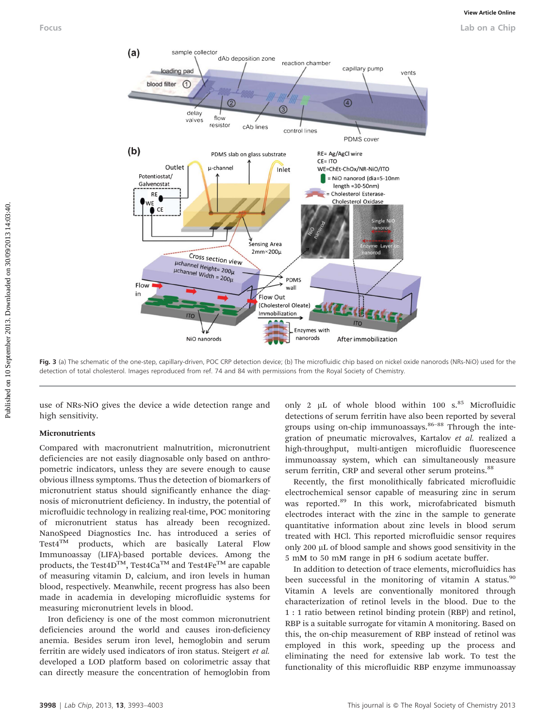Fig. 3 (a) The schematic of the one-step, capillary-driven, POC CRP detection device; (b) The microfluidic chip based on nickel oxide nanorods (NRs-NiO) used for the detection of total cholesterol. Images reproduced from ref. 74 and 84 with permissions from the Royal Society of Chemistry.

use of NRs-NiO gives the device a wide detection range and high sensitivity.

### Micronutrients

Compared with macronutrient malnutrition, micronutrient deficiencies are not easily diagnosable only based on anthropometric indicators, unless they are severe enough to cause obvious illness symptoms. Thus the detection of biomarkers of micronutrient status should significantly enhance the diagnosis of micronutrient deficiency. In industry, the potential of microfluidic technology in realizing real-time, POC monitoring of micronutrient status has already been recognized. NanoSpeed Diagnostics Inc. has introduced a series of Test4™ products, which are basically Lateral Flow Immunoassay (LIFA)-based portable devices. Among the products, the Test4D™, Test4Ca™ and Test4Fe™ are capable of measuring vitamin D, calcium, and iron levels in human blood, respectively. Meanwhile, recent progress has also been made in academia in developing microfluidic systems for measuring micronutrient levels in blood.

Iron deficiency is one of the most common micronutrient deficiencies around the world and causes iron-deficiency anemia. Besides serum iron level, hemoglobin and serum ferritin are widely used indicators of iron status. Steigert *et al.* developed a LOD platform based on colorimetric assay that can directly measure the concentration of hemoglobin from only 2 μL of whole blood within 100 s.[85] Microfluidic detections of serum ferritin have also been reported by several groups using on-chip immunoassays.[86–88] Through the integration of pneumatic microvalves, Kartalov *et al.* realized a high-throughput, multi-antigen microfluidic fluorescence immunoassay system, which can simultaneously measure serum ferritin, CRP and several other serum proteins.[88]

Recently, the first monolithically fabricated microfluidic electrochemical sensor capable of measuring zinc in serum was reported.[89] In this work, microfabricated bismuth electrodes interact with the zinc in the sample to generate quantitative information about zinc levels in blood serum treated with HCl. This reported microfluidic sensor requires only 200 μL of blood sample and shows good sensitivity in the 5 mM to 50 mM range in pH 6 sodium acetate buffer.

In addition to detection of trace elements, microfluidics has been successful in the monitoring of vitamin A status.[90] Vitamin A levels are conventionally monitored through characterization of retinol levels in the blood. Due to the 1 : 1 ratio between retinol binding protein (RBP) and retinol, RBP is a suitable surrogate for vitamin A monitoring. Based on this, the on-chip measurement of RBP instead of retinol was employed in this work, speeding up the process and eliminating the need for extensive lab work. To test the functionality of this microfluidic RBP enzyme immunoassay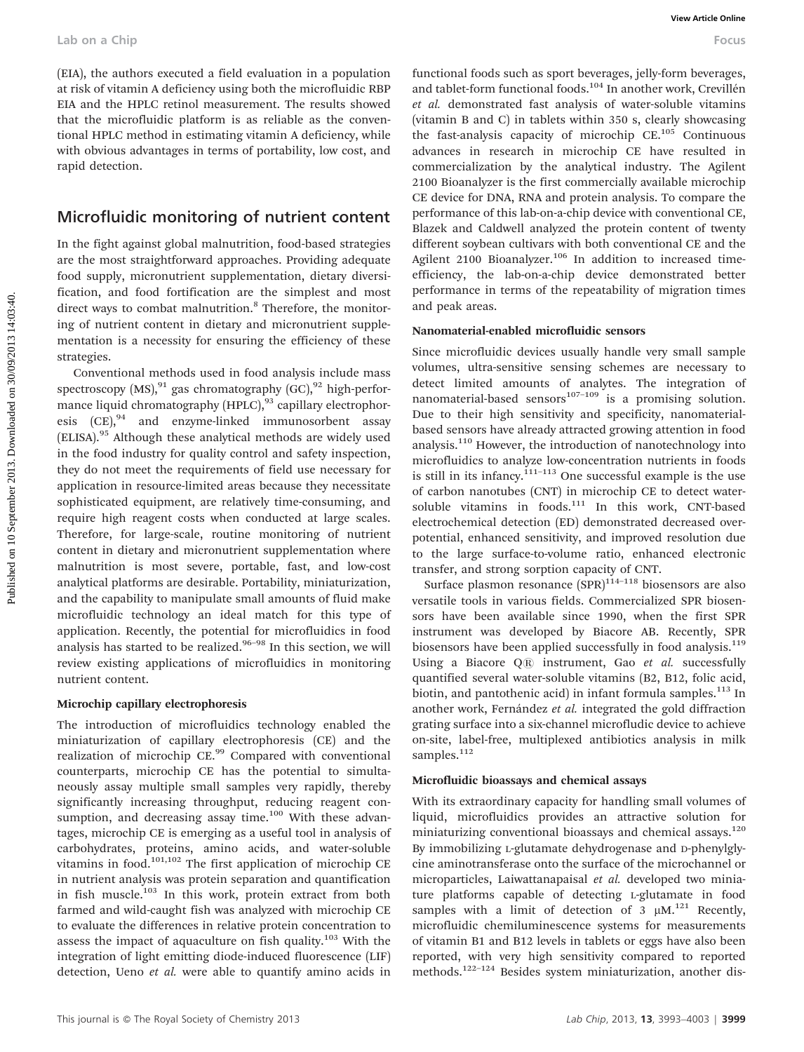(EIA), the authors executed a field evaluation in a population at risk of vitamin A deficiency using both the microfluidic RBP EIA and the HPLC retinol measurement. The results showed that the microfluidic platform is as reliable as the conventional HPLC method in estimating vitamin A deficiency, while with obvious advantages in terms of portability, low cost, and rapid detection.

## Microfluidic monitoring of nutrient content

In the fight against global malnutrition, food-based strategies are the most straightforward approaches. Providing adequate food supply, micronutrient supplementation, dietary diversification, and food fortification are the simplest and most direct ways to combat malnutrition.[8] Therefore, the monitoring of nutrient content in dietary and micronutrient supplementation is a necessity for ensuring the efficiency of these strategies.

Conventional methods used in food analysis include mass spectroscopy (MS),[91] gas chromatography (GC),[92] high-performance liquid chromatography (HPLC),[93] capillary electrophoresis (CE),[94] and enzyme-linked immunosorbent assay (ELISA).[95] Although these analytical methods are widely used in the food industry for quality control and safety inspection, they do not meet the requirements of field use necessary for application in resource-limited areas because they necessitate sophisticated equipment, are relatively time-consuming, and require high reagent costs when conducted at large scales. Therefore, for large-scale, routine monitoring of nutrient content in dietary and micronutrient supplementation where malnutrition is most severe, portable, fast, and low-cost analytical platforms are desirable. Portability, miniaturization, and the capability to manipulate small amounts of fluid make microfluidic technology an ideal match for this type of application. Recently, the potential for microfluidics in food analysis has started to be realized.[96–98] In this section, we will review existing applications of microfluidics in monitoring nutrient content.

### Microchip capillary electrophoresis

The introduction of microfluidics technology enabled the miniaturization of capillary electrophoresis (CE) and the realization of microchip CE.[99] Compared with conventional counterparts, microchip CE has the potential to simultaneously assay multiple small samples very rapidly, thereby significantly increasing throughput, reducing reagent consumption, and decreasing assay time.[100] With these advantages, microchip CE is emerging as a useful tool in analysis of carbohydrates, proteins, amino acids, and water-soluble vitamins in food.[101,102] The first application of microchip CE in nutrient analysis was protein separation and quantification in fish muscle.[103] In this work, protein extract from both farmed and wild-caught fish was analyzed with microchip CE to evaluate the differences in relative protein concentration to assess the impact of aquaculture on fish quality.[103] With the integration of light emitting diode-induced fluorescence (LIF) detection, Ueno *et al.* were able to quantify amino acids in functional foods such as sport beverages, jelly-form beverages, and tablet-form functional foods.[104] In another work, Crevillén *et al.* demonstrated fast analysis of water-soluble vitamins (vitamin B and C) in tablets within 350 s, clearly showcasing the fast-analysis capacity of microchip CE.[105] Continuous advances in research in microchip CE have resulted in commercialization by the analytical industry. The Agilent 2100 Bioanalyzer is the first commercially available microchip CE device for DNA, RNA and protein analysis. To compare the performance of this lab-on-a-chip device with conventional CE, Blazek and Caldwell analyzed the protein content of twenty different soybean cultivars with both conventional CE and the Agilent 2100 Bioanalyzer.[106] In addition to increased time-efficiency, the lab-on-a-chip device demonstrated better performance in terms of the repeatability of migration times and peak areas.

### Nanomaterial-enabled microfluidic sensors

Since microfluidic devices usually handle very small sample volumes, ultra-sensitive sensing schemes are necessary to detect limited amounts of analytes. The integration of nanomaterial-based sensors[107–109] is a promising solution. Due to their high sensitivity and specificity, nanomaterial-based sensors have already attracted growing attention in food analysis.[110] However, the introduction of nanotechnology into microfluidics to analyze low-concentration nutrients in foods is still in its infancy.[111–113] One successful example is the use of carbon nanotubes (CNT) in microchip CE to detect water-soluble vitamins in foods.[111] In this work, CNT-based electrochemical detection (ED) demonstrated decreased overpotential, enhanced sensitivity, and improved resolution due to the large surface-to-volume ratio, enhanced electronic transfer, and strong sorption capacity of CNT.

Surface plasmon resonance (SPR)[114–118] biosensors are also versatile tools in various fields. Commercialized SPR biosensors have been available since 1990, when the first SPR instrument was developed by Biacore AB. Recently, SPR biosensors have been applied successfully in food analysis.[119] Using a Biacore Q® instrument, Gao *et al.* successfully quantified several water-soluble vitamins (B2, B12, folic acid, biotin, and pantothenic acid) in infant formula samples.[113] In another work, Fernández *et al.* integrated the gold diffraction grating surface into a six-channel microfludic device to achieve on-site, label-free, multiplexed antibiotics analysis in milk samples.[112]

### Microfluidic bioassays and chemical assays

With its extraordinary capacity for handling small volumes of liquid, microfluidics provides an attractive solution for miniaturizing conventional bioassays and chemical assays.[120] By immobilizing L-glutamate dehydrogenase and D-phenylglycine aminotransferase onto the surface of the microchannel or microparticles, Laiwattanapaisal *et al.* developed two miniature platforms capable of detecting L-glutamate in food samples with a limit of detection of 3 μM.[121] Recently, microfluidic chemiluminescence systems for measurements of vitamin B1 and B12 levels in tablets or eggs have also been reported, with very high sensitivity compared to reported methods.[122–124] Besides system miniaturization, another dis-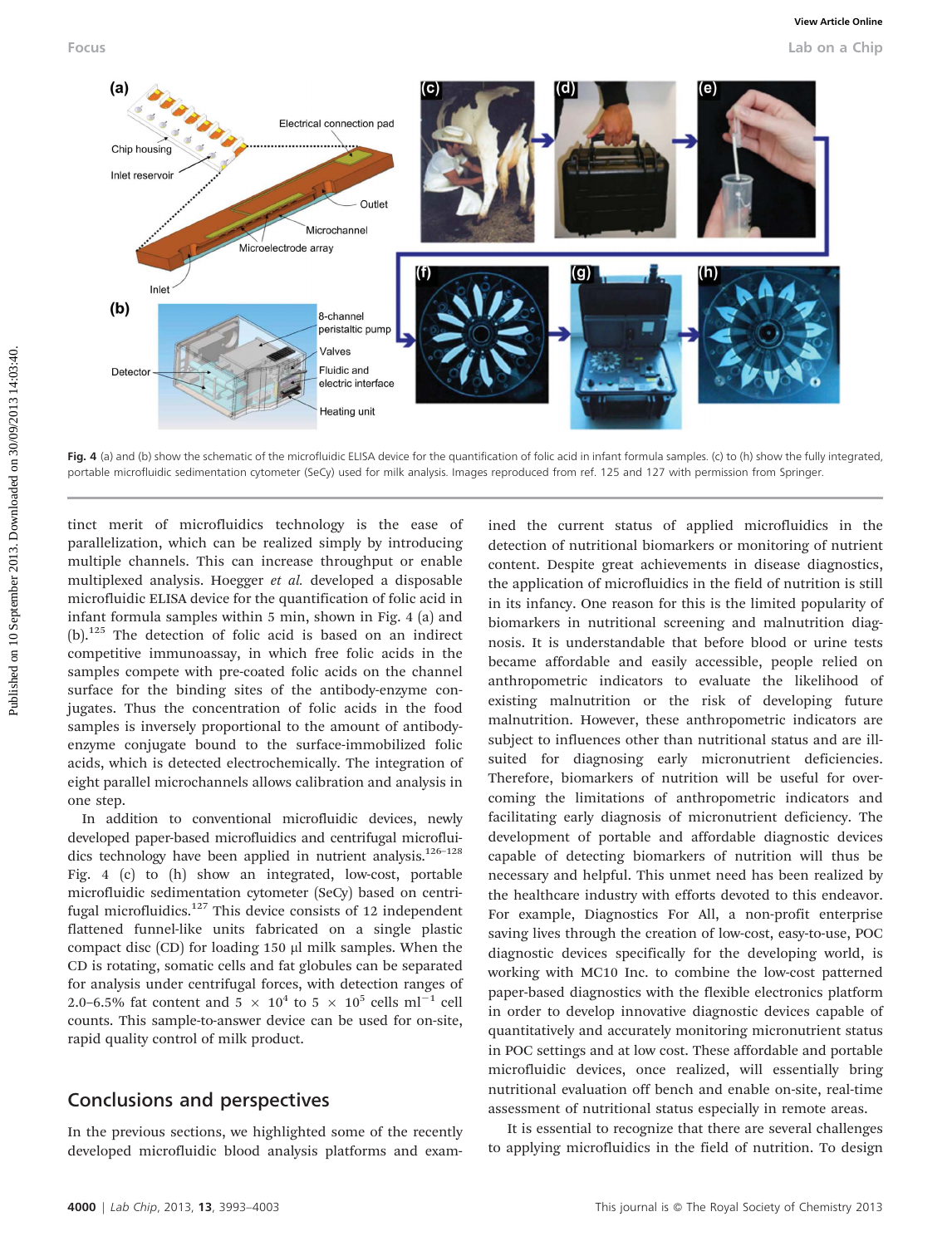(a) Chip housing, Inlet reservoir, Electrical connection pad, Outlet, Microchannel, Microelectrode array, Inlet

(b) Detector, 8-channel peristaltic pump, Valves, Fluidic and electric interface, Heating unit

(c) (d) (e) (f) (g) (h)

**Fig. 4** (a) and (b) show the schematic of the microfluidic ELISA device for the quantification of folic acid in infant formula samples. (c) to (h) show the fully integrated, portable microfluidic sedimentation cytometer (SeCy) used for milk analysis. Images reproduced from ref. 125 and 127 with permission from Springer.

tinct merit of microfluidics technology is the ease of parallelization, which can be realized simply by introducing multiple channels. This can increase throughput or enable multiplexed analysis. Hoegger *et al.* developed a disposable microfluidic ELISA device for the quantification of folic acid in infant formula samples within 5 min, shown in Fig. 4 (a) and (b).[125] The detection of folic acid is based on an indirect competitive immunoassay, in which free folic acids in the samples compete with pre-coated folic acids on the channel surface for the binding sites of the antibody-enzyme conjugates. Thus the concentration of folic acids in the food samples is inversely proportional to the amount of antibody-enzyme conjugate bound to the surface-immobilized folic acids, which is detected electrochemically. The integration of eight parallel microchannels allows calibration and analysis in one step.

In addition to conventional microfluidic devices, newly developed paper-based microfluidics and centrifugal microfluidics technology have been applied in nutrient analysis.[126–128] Fig. 4 (c) to (h) show an integrated, low-cost, portable microfluidic sedimentation cytometer (SeCy) based on centrifugal microfluidics.[127] This device consists of 12 independent flattened funnel-like units fabricated on a single plastic compact disc (CD) for loading 150 μl milk samples. When the CD is rotating, somatic cells and fat globules can be separated for analysis under centrifugal forces, with detection ranges of 2.0–6.5% fat content and $5 \times 10^4$ to $5 \times 10^5$ cells ml$^{-1}$ cell counts. This sample-to-answer device can be used for on-site, rapid quality control of milk product.

## Conclusions and perspectives

In the previous sections, we highlighted some of the recently developed microfluidic blood analysis platforms and examined the current status of applied microfluidics in the detection of nutritional biomarkers or monitoring of nutrient content. Despite great achievements in disease diagnostics, the application of microfluidics in the field of nutrition is still in its infancy. One reason for this is the limited popularity of biomarkers in nutritional screening and malnutrition diagnosis. It is understandable that before blood or urine tests became affordable and easily accessible, people relied on anthropometric indicators to evaluate the likelihood of existing malnutrition or the risk of developing future malnutrition. However, these anthropometric indicators are subject to influences other than nutritional status and are ill-suited for diagnosing early micronutrient deficiencies. Therefore, biomarkers of nutrition will be useful for overcoming the limitations of anthropometric indicators and facilitating early diagnosis of micronutrient deficiency. The development of portable and affordable diagnostic devices capable of detecting biomarkers of nutrition will thus be necessary and helpful. This unmet need has been realized by the healthcare industry with efforts devoted to this endeavor. For example, Diagnostics For All, a non-profit enterprise saving lives through the creation of low-cost, easy-to-use, POC diagnostic devices specifically for the developing world, is working with MC10 Inc. to combine the low-cost patterned paper-based diagnostics with the flexible electronics platform in order to develop innovative diagnostic devices capable of quantitatively and accurately monitoring micronutrient status in POC settings and at low cost. These affordable and portable microfluidic devices, once realized, will essentially bring nutritional evaluation off bench and enable on-site, real-time assessment of nutritional status especially in remote areas.

It is essential to recognize that there are several challenges to applying microfluidics in the field of nutrition. To design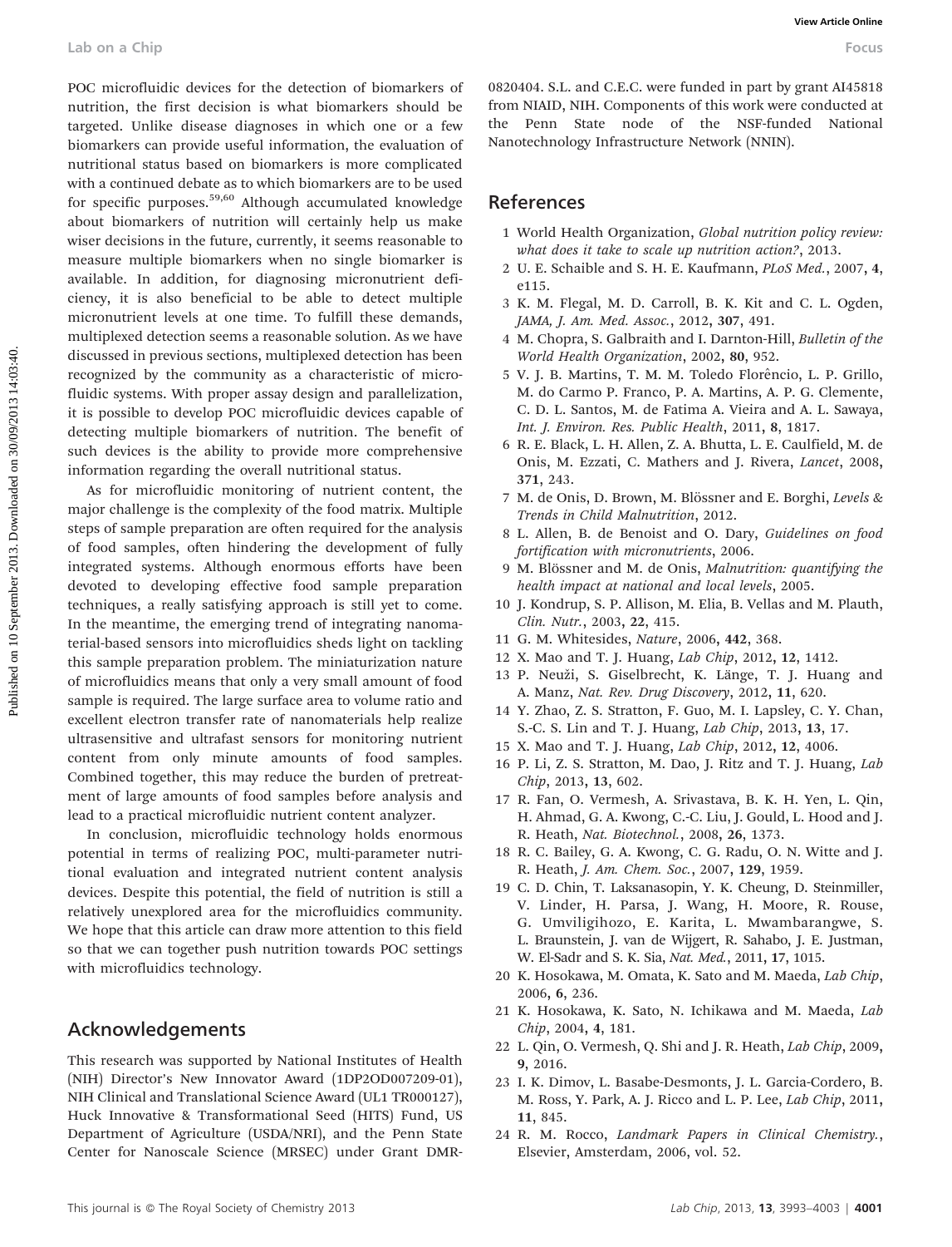POC microfluidic devices for the detection of biomarkers of nutrition, the first decision is what biomarkers should be targeted. Unlike disease diagnoses in which one or a few biomarkers can provide useful information, the evaluation of nutritional status based on biomarkers is more complicated with a continued debate as to which biomarkers are to be used for specific purposes.[59,60] Although accumulated knowledge about biomarkers of nutrition will certainly help us make wiser decisions in the future, currently, it seems reasonable to measure multiple biomarkers when no single biomarker is available. In addition, for diagnosing micronutrient deficiency, it is also beneficial to be able to detect multiple micronutrient levels at one time. To fulfill these demands, multiplexed detection seems a reasonable solution. As we have discussed in previous sections, multiplexed detection has been recognized by the community as a characteristic of microfluidic systems. With proper assay design and parallelization, it is possible to develop POC microfluidic devices capable of detecting multiple biomarkers of nutrition. The benefit of such devices is the ability to provide more comprehensive information regarding the overall nutritional status.

As for microfluidic monitoring of nutrient content, the major challenge is the complexity of the food matrix. Multiple steps of sample preparation are often required for the analysis of food samples, often hindering the development of fully integrated systems. Although enormous efforts have been devoted to developing effective food sample preparation techniques, a really satisfying approach is still yet to come. In the meantime, the emerging trend of integrating nanomaterial-based sensors into microfluidics sheds light on tackling this sample preparation problem. The miniaturization nature of microfluidics means that only a very small amount of food sample is required. The large surface area to volume ratio and excellent electron transfer rate of nanomaterials help realize ultrasensitive and ultrafast sensors for monitoring nutrient content from only minute amounts of food samples. Combined together, this may reduce the burden of pretreatment of large amounts of food samples before analysis and lead to a practical microfluidic nutrient content analyzer.

In conclusion, microfluidic technology holds enormous potential in terms of realizing POC, multi-parameter nutritional evaluation and integrated nutrient content analysis devices. Despite this potential, the field of nutrition is still a relatively unexplored area for the microfluidics community. We hope that this article can draw more attention to this field so that we can together push nutrition towards POC settings with microfluidics technology.

## Acknowledgements

This research was supported by National Institutes of Health (NIH) Director's New Innovator Award (1DP2OD007209-01), NIH Clinical and Translational Science Award (UL1 TR000127), Huck Innovative & Transformational Seed (HITS) Fund, US Department of Agriculture (USDA/NRI), and the Penn State Center for Nanoscale Science (MRSEC) under Grant DMR-0820404. S.L. and C.E.C. were funded in part by grant AI45818 from NIAID, NIH. Components of this work were conducted at the Penn State node of the NSF-funded National Nanotechnology Infrastructure Network (NNIN).

## References

1. World Health Organization, *Global nutrition policy review: what does it take to scale up nutrition action?*, 2013.
2. U. E. Schaible and S. H. E. Kaufmann, *PLoS Med.*, 2007, **4**, e115.
3. K. M. Flegal, M. D. Carroll, B. K. Kit and C. L. Ogden, *JAMA, J. Am. Med. Assoc.*, 2012, **307**, 491.
4. M. Chopra, S. Galbraith and I. Darnton-Hill, *Bulletin of the World Health Organization*, 2002, **80**, 952.
5. V. J. B. Martins, T. M. M. Toledo Florêncio, L. P. Grillo, M. do Carmo P. Franco, P. A. Martins, A. P. G. Clemente, C. D. L. Santos, M. de Fatima A. Vieira and A. L. Sawaya, *Int. J. Environ. Res. Public Health*, 2011, **8**, 1817.
6. R. E. Black, L. H. Allen, Z. A. Bhutta, L. E. Caulfield, M. de Onis, M. Ezzati, C. Mathers and J. Rivera, *Lancet*, 2008, **371**, 243.
7. M. de Onis, D. Brown, M. Blössner and E. Borghi, *Levels & Trends in Child Malnutrition*, 2012.
8. L. Allen, B. de Benoist and O. Dary, *Guidelines on food fortification with micronutrients*, 2006.
9. M. Blössner and M. de Onis, *Malnutrition: quantifying the health impact at national and local levels*, 2005.
10. J. Kondrup, S. P. Allison, M. Elia, B. Vellas and M. Plauth, *Clin. Nutr.*, 2003, **22**, 415.
11. G. M. Whitesides, *Nature*, 2006, **442**, 368.
12. X. Mao and T. J. Huang, *Lab Chip*, 2012, **12**, 1412.
13. P. Neuži, S. Giselbrecht, K. Länge, T. J. Huang and A. Manz, *Nat. Rev. Drug Discovery*, 2012, **11**, 620.
14. Y. Zhao, Z. S. Stratton, F. Guo, M. I. Lapsley, C. Y. Chan, S.-C. S. Lin and T. J. Huang, *Lab Chip*, 2013, **13**, 17.
15. X. Mao and T. J. Huang, *Lab Chip*, 2012, **12**, 4006.
16. P. Li, Z. S. Stratton, M. Dao, J. Ritz and T. J. Huang, *Lab Chip*, 2013, **13**, 602.
17. R. Fan, O. Vermesh, A. Srivastava, B. K. H. Yen, L. Qin, H. Ahmad, G. A. Kwong, C.-C. Liu, J. Gould, L. Hood and J. R. Heath, *Nat. Biotechnol.*, 2008, **26**, 1373.
18. R. C. Bailey, G. A. Kwong, C. G. Radu, O. N. Witte and J. R. Heath, *J. Am. Chem. Soc.*, 2007, **129**, 1959.
19. C. D. Chin, T. Laksanasopin, Y. K. Cheung, D. Steinmiller, V. Linder, H. Parsa, J. Wang, H. Moore, R. Rouse, G. Umviligihozo, E. Karita, L. Mwambarangwe, S. L. Braunstein, J. van de Wijgert, R. Sahabo, J. E. Justman, W. El-Sadr and S. K. Sia, *Nat. Med.*, 2011, **17**, 1015.
20. K. Hosokawa, M. Omata, K. Sato and M. Maeda, *Lab Chip*, 2006, **6**, 236.
21. K. Hosokawa, K. Sato, N. Ichikawa and M. Maeda, *Lab Chip*, 2004, **4**, 181.
22. L. Qin, O. Vermesh, Q. Shi and J. R. Heath, *Lab Chip*, 2009, **9**, 2016.
23. I. K. Dimov, L. Basabe-Desmonts, J. L. Garcia-Cordero, B. M. Ross, Y. Park, A. J. Ricco and L. P. Lee, *Lab Chip*, 2011, **11**, 845.
24. R. M. Rocco, *Landmark Papers in Clinical Chemistry.*, Elsevier, Amsterdam, 2006, vol. 52.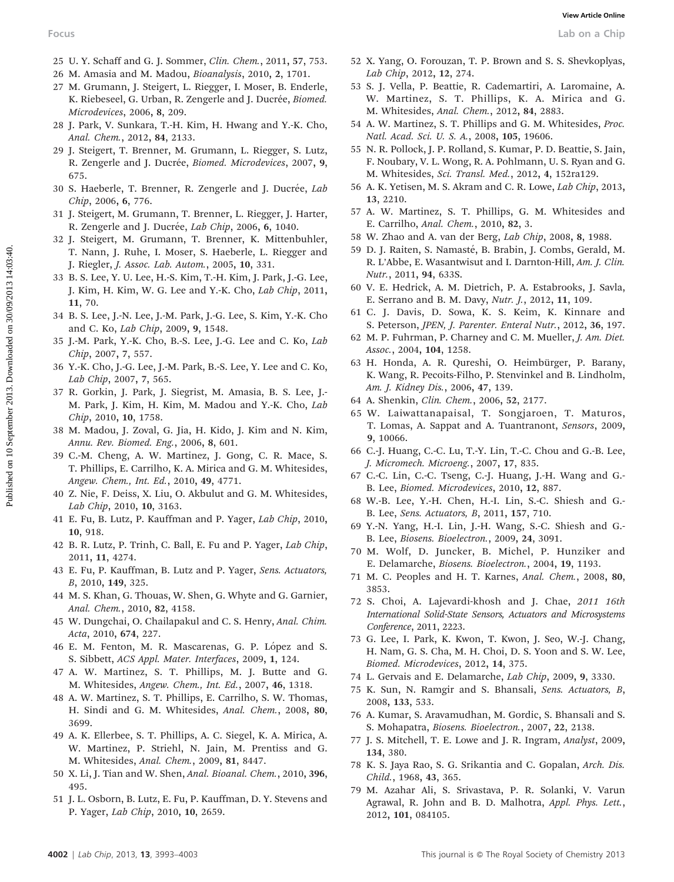25 U. Y. Schaff and G. J. Sommer, *Clin. Chem.*, 2011, **57**, 753.

26 M. Amasia and M. Madou, *Bioanalysis*, 2010, **2**, 1701.

27 M. Grumann, J. Steigert, L. Riegger, I. Moser, B. Enderle, K. Riebeseel, G. Urban, R. Zengerle and J. Ducrée, *Biomed. Microdevices*, 2006, **8**, 209.

28 J. Park, V. Sunkara, T.-H. Kim, H. Hwang and Y.-K. Cho, *Anal. Chem.*, 2012, **84**, 2133.

29 J. Steigert, T. Brenner, M. Grumann, L. Riegger, S. Lutz, R. Zengerle and J. Ducrée, *Biomed. Microdevices*, 2007, **9**, 675.

30 S. Haeberle, T. Brenner, R. Zengerle and J. Ducrée, *Lab Chip*, 2006, **6**, 776.

31 J. Steigert, M. Grumann, T. Brenner, L. Riegger, J. Harter, R. Zengerle and J. Ducrée, *Lab Chip*, 2006, **6**, 1040.

32 J. Steigert, M. Grumann, T. Brenner, K. Mittenbuhler, T. Nann, J. Ruhe, I. Moser, S. Haeberle, L. Riegger and J. Riegler, *J. Assoc. Lab. Autom.*, 2005, **10**, 331.

33 B. S. Lee, Y. U. Lee, H.-S. Kim, T.-H. Kim, J. Park, J.-G. Lee, J. Kim, H. Kim, W. G. Lee and Y.-K. Cho, *Lab Chip*, 2011, **11**, 70.

34 B. S. Lee, J.-N. Lee, J.-M. Park, J.-G. Lee, S. Kim, Y.-K. Cho and C. Ko, *Lab Chip*, 2009, **9**, 1548.

35 J.-M. Park, Y.-K. Cho, B.-S. Lee, J.-G. Lee and C. Ko, *Lab Chip*, 2007, **7**, 557.

36 Y.-K. Cho, J.-G. Lee, J.-M. Park, B.-S. Lee, Y. Lee and C. Ko, *Lab Chip*, 2007, **7**, 565.

37 R. Gorkin, J. Park, J. Siegrist, M. Amasia, B. S. Lee, J.-M. Park, J. Kim, H. Kim, M. Madou and Y.-K. Cho, *Lab Chip*, 2010, **10**, 1758.

38 M. Madou, J. Zoval, G. Jia, H. Kido, J. Kim and N. Kim, *Annu. Rev. Biomed. Eng.*, 2006, **8**, 601.

39 C.-M. Cheng, A. W. Martinez, J. Gong, C. R. Mace, S. T. Phillips, E. Carrilho, K. A. Mirica and G. M. Whitesides, *Angew. Chem., Int. Ed.*, 2010, **49**, 4771.

40 Z. Nie, F. Deiss, X. Liu, O. Akbulut and G. M. Whitesides, *Lab Chip*, 2010, **10**, 3163.

41 E. Fu, B. Lutz, P. Kauffman and P. Yager, *Lab Chip*, 2010, **10**, 918.

42 B. R. Lutz, P. Trinh, C. Ball, E. Fu and P. Yager, *Lab Chip*, 2011, **11**, 4274.

43 E. Fu, P. Kauffman, B. Lutz and P. Yager, *Sens. Actuators, B*, 2010, **149**, 325.

44 M. S. Khan, G. Thouas, W. Shen, G. Whyte and G. Garnier, *Anal. Chem.*, 2010, **82**, 4158.

45 W. Dungchai, O. Chailapakul and C. S. Henry, *Anal. Chim. Acta*, 2010, **674**, 227.

46 E. M. Fenton, M. R. Mascarenas, G. P. López and S. S. Sibbett, *ACS Appl. Mater. Interfaces*, 2009, **1**, 124.

47 A. W. Martinez, S. T. Phillips, M. J. Butte and G. M. Whitesides, *Angew. Chem., Int. Ed.*, 2007, **46**, 1318.

48 A. W. Martinez, S. T. Phillips, E. Carrilho, S. W. Thomas, H. Sindi and G. M. Whitesides, *Anal. Chem.*, 2008, **80**, 3699.

49 A. K. Ellerbee, S. T. Phillips, A. C. Siegel, K. A. Mirica, A. W. Martinez, P. Striehl, N. Jain, M. Prentiss and G. M. Whitesides, *Anal. Chem.*, 2009, **81**, 8447.

50 X. Li, J. Tian and W. Shen, *Anal. Bioanal. Chem.*, 2010, **396**, 495.

51 J. L. Osborn, B. Lutz, E. Fu, P. Kauffman, D. Y. Stevens and P. Yager, *Lab Chip*, 2010, **10**, 2659.

52 X. Yang, O. Forouzan, T. P. Brown and S. S. Shevkoplyas, *Lab Chip*, 2012, **12**, 274.

53 S. J. Vella, P. Beattie, R. Cademartiri, A. Laromaine, A. W. Martinez, S. T. Phillips, K. A. Mirica and G. M. Whitesides, *Anal. Chem.*, 2012, **84**, 2883.

54 A. W. Martinez, S. T. Phillips and G. M. Whitesides, *Proc. Natl. Acad. Sci. U. S. A.*, 2008, **105**, 19606.

55 N. R. Pollock, J. P. Rolland, S. Kumar, P. D. Beattie, S. Jain, F. Noubary, V. L. Wong, R. A. Pohlmann, U. S. Ryan and G. M. Whitesides, *Sci. Transl. Med.*, 2012, **4**, 152ra129.

56 A. K. Yetisen, M. S. Akram and C. R. Lowe, *Lab Chip*, 2013, **13**, 2210.

57 A. W. Martinez, S. T. Phillips, G. M. Whitesides and E. Carrilho, *Anal. Chem.*, 2010, **82**, 3.

58 W. Zhao and A. van der Berg, *Lab Chip*, 2008, **8**, 1988.

59 D. J. Raiten, S. Namasté, B. Brabin, J. Combs, Gerald, M. R. L'Abbe, E. Wasantwisut and I. Darnton-Hill, *Am. J. Clin. Nutr.*, 2011, **94**, 633S.

60 V. E. Hedrick, A. M. Dietrich, P. A. Estabrooks, J. Savla, E. Serrano and B. M. Davy, *Nutr. J.*, 2012, **11**, 109.

61 C. J. Davis, D. Sowa, K. S. Keim, K. Kinnare and S. Peterson, *JPEN, J. Parenter. Enteral Nutr.*, 2012, **36**, 197.

62 M. P. Fuhrman, P. Charney and C. M. Mueller, *J. Am. Diet. Assoc.*, 2004, **104**, 1258.

63 H. Honda, A. R. Qureshi, O. Heimbürger, P. Barany, K. Wang, R. Pecoits-Filho, P. Stenvinkel and B. Lindholm, *Am. J. Kidney Dis.*, 2006, **47**, 139.

64 A. Shenkin, *Clin. Chem.*, 2006, **52**, 2177.

65 W. Laiwattanapaisal, T. Songjaroen, T. Maturos, T. Lomas, A. Sappat and A. Tuantranont, *Sensors*, 2009, **9**, 10066.

66 C.-J. Huang, C.-C. Lu, T.-Y. Lin, T.-C. Chou and G.-B. Lee, *J. Micromech. Microeng.*, 2007, **17**, 835.

67 C.-C. Lin, C.-C. Tseng, C.-J. Huang, J.-H. Wang and G.-B. Lee, *Biomed. Microdevices*, 2010, **12**, 887.

68 W.-B. Lee, Y.-H. Chen, H.-I. Lin, S.-C. Shiesh and G.-B. Lee, *Sens. Actuators, B*, 2011, **157**, 710.

69 Y.-N. Yang, H.-I. Lin, J.-H. Wang, S.-C. Shiesh and G.-B. Lee, *Biosens. Bioelectron.*, 2009, **24**, 3091.

70 M. Wolf, D. Juncker, B. Michel, P. Hunziker and E. Delamarche, *Biosens. Bioelectron.*, 2004, **19**, 1193.

71 M. C. Peoples and H. T. Karnes, *Anal. Chem.*, 2008, **80**, 3853.

72 S. Choi, A. Lajevardi-khosh and J. Chae, *2011 16th International Solid-State Sensors, Actuators and Microsystems Conference*, 2011, 2223.

73 G. Lee, I. Park, K. Kwon, T. Kwon, J. Seo, W.-J. Chang, H. Nam, G. S. Cha, M. H. Choi, D. S. Yoon and S. W. Lee, *Biomed. Microdevices*, 2012, **14**, 375.

74 L. Gervais and E. Delamarche, *Lab Chip*, 2009, **9**, 3330.

75 K. Sun, N. Ramgir and S. Bhansali, *Sens. Actuators, B*, 2008, **133**, 533.

76 A. Kumar, S. Aravamudhan, M. Gordic, S. Bhansali and S. S. Mohapatra, *Biosens. Bioelectron.*, 2007, **22**, 2138.

77 J. S. Mitchell, T. E. Lowe and J. R. Ingram, *Analyst*, 2009, **134**, 380.

78 K. S. Jaya Rao, S. G. Srikantia and C. Gopalan, *Arch. Dis. Child.*, 1968, **43**, 365.

79 M. Azahar Ali, S. Srivastava, P. R. Solanki, V. Varun Agrawal, R. John and B. D. Malhotra, *Appl. Phys. Lett.*, 2012, **101**, 084105.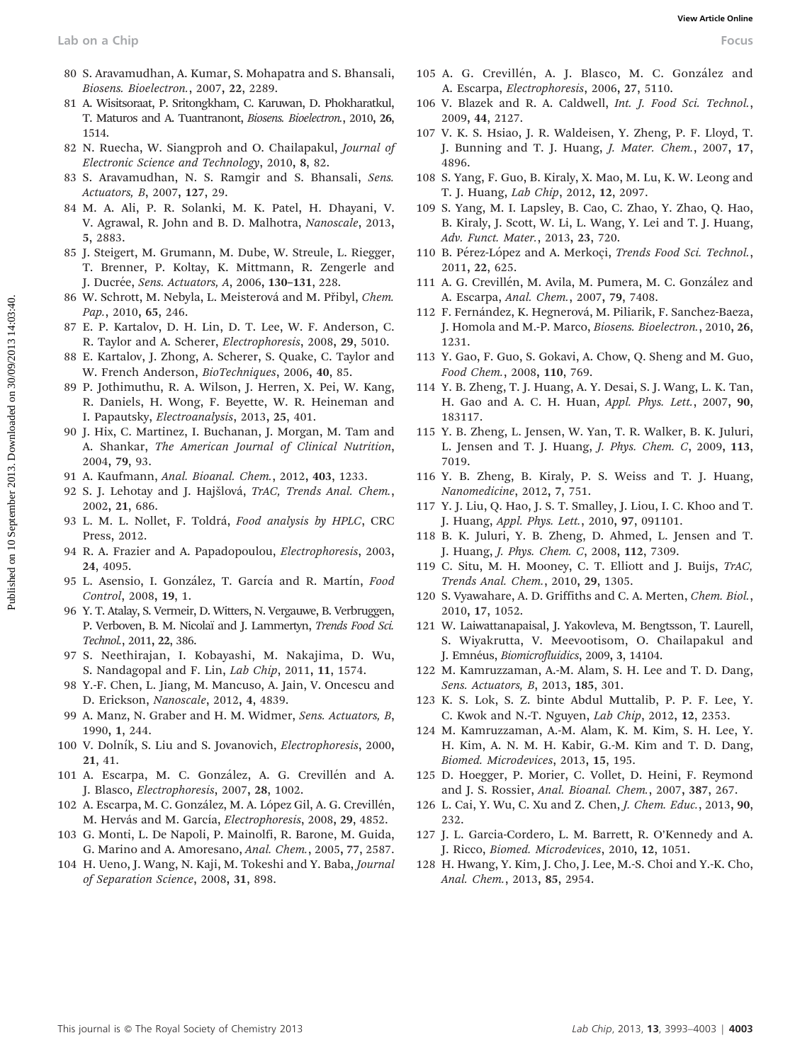80 S. Aravamudhan, A. Kumar, S. Mohapatra and S. Bhansali, *Biosens. Bioelectron.*, 2007, **22**, 2289.

81 A. Wisitsoraat, P. Sritongkham, C. Karuwan, D. Phokharatkul, T. Maturos and A. Tuantranont, *Biosens. Bioelectron.*, 2010, **26**, 1514.

82 N. Ruecha, W. Siangproh and O. Chailapakul, *Journal of Electronic Science and Technology*, 2010, **8**, 82.

83 S. Aravamudhan, N. S. Ramgir and S. Bhansali, *Sens. Actuators, B*, 2007, **127**, 29.

84 M. A. Ali, P. R. Solanki, M. K. Patel, H. Dhayani, V. V. Agrawal, R. John and B. D. Malhotra, *Nanoscale*, 2013, **5**, 2883.

85 J. Steigert, M. Grumann, M. Dube, W. Streule, L. Riegger, T. Brenner, P. Koltay, K. Mittmann, R. Zengerle and J. Ducrée, *Sens. Actuators, A*, 2006, **130–131**, 228.

86 W. Schrott, M. Nebyla, L. Meisterová and M. Přibyl, *Chem. Pap.*, 2010, **65**, 246.

87 E. P. Kartalov, D. H. Lin, D. T. Lee, W. F. Anderson, C. R. Taylor and A. Scherer, *Electrophoresis*, 2008, **29**, 5010.

88 E. Kartalov, J. Zhong, A. Scherer, S. Quake, C. Taylor and W. French Anderson, *BioTechniques*, 2006, **40**, 85.

89 P. Jothimuthu, R. A. Wilson, J. Herren, X. Pei, W. Kang, R. Daniels, H. Wong, F. Beyette, W. R. Heineman and I. Papautsky, *Electroanalysis*, 2013, **25**, 401.

90 J. Hix, C. Martinez, I. Buchanan, J. Morgan, M. Tam and A. Shankar, *The American Journal of Clinical Nutrition*, 2004, **79**, 93.

91 A. Kaufmann, *Anal. Bioanal. Chem.*, 2012, **403**, 1233.

92 S. J. Lehotay and J. Hajšlová, *TrAC, Trends Anal. Chem.*, 2002, **21**, 686.

93 L. M. L. Nollet, F. Toldrá, *Food analysis by HPLC*, CRC Press, 2012.

94 R. A. Frazier and A. Papadopoulou, *Electrophoresis*, 2003, **24**, 4095.

95 L. Asensio, I. González, T. García and R. Martín, *Food Control*, 2008, **19**, 1.

96 Y. T. Atalay, S. Vermeir, D. Witters, N. Vergauwe, B. Verbruggen, P. Verboven, B. M. Nicolaï and J. Lammertyn, *Trends Food Sci. Technol.*, 2011, **22**, 386.

97 S. Neethirajan, I. Kobayashi, M. Nakajima, D. Wu, S. Nandagopal and F. Lin, *Lab Chip*, 2011, **11**, 1574.

98 Y.-F. Chen, L. Jiang, M. Mancuso, A. Jain, V. Oncescu and D. Erickson, *Nanoscale*, 2012, **4**, 4839.

99 A. Manz, N. Graber and H. M. Widmer, *Sens. Actuators, B*, 1990, **1**, 244.

100 V. Dolník, S. Liu and S. Jovanovich, *Electrophoresis*, 2000, **21**, 41.

101 A. Escarpa, M. C. González, A. G. Crevillén and A. J. Blasco, *Electrophoresis*, 2007, **28**, 1002.

102 A. Escarpa, M. C. González, M. A. López Gil, A. G. Crevillén, M. Hervás and M. García, *Electrophoresis*, 2008, **29**, 4852.

103 G. Monti, L. De Napoli, P. Mainolfi, R. Barone, M. Guida, G. Marino and A. Amoresano, *Anal. Chem.*, 2005, **77**, 2587.

104 H. Ueno, J. Wang, N. Kaji, M. Tokeshi and Y. Baba, *Journal of Separation Science*, 2008, **31**, 898.

105 A. G. Crevillén, A. J. Blasco, M. C. González and A. Escarpa, *Electrophoresis*, 2006, **27**, 5110.

106 V. Blazek and R. A. Caldwell, *Int. J. Food Sci. Technol.*, 2009, **44**, 2127.

107 V. K. S. Hsiao, J. R. Waldeisen, Y. Zheng, P. F. Lloyd, T. J. Bunning and T. J. Huang, *J. Mater. Chem.*, 2007, **17**, 4896.

108 S. Yang, F. Guo, B. Kiraly, X. Mao, M. Lu, K. W. Leong and T. J. Huang, *Lab Chip*, 2012, **12**, 2097.

109 S. Yang, M. I. Lapsley, B. Cao, C. Zhao, Y. Zhao, Q. Hao, B. Kiraly, J. Scott, W. Li, L. Wang, Y. Lei and T. J. Huang, *Adv. Funct. Mater.*, 2013, **23**, 720.

110 B. Pérez-López and A. Merkoçi, *Trends Food Sci. Technol.*, 2011, **22**, 625.

111 A. G. Crevillén, M. Avila, M. Pumera, M. C. González and A. Escarpa, *Anal. Chem.*, 2007, **79**, 7408.

112 F. Fernández, K. Hegnerová, M. Piliarik, F. Sanchez-Baeza, J. Homola and M.-P. Marco, *Biosens. Bioelectron.*, 2010, **26**, 1231.

113 Y. Gao, F. Guo, S. Gokavi, A. Chow, Q. Sheng and M. Guo, *Food Chem.*, 2008, **110**, 769.

114 Y. B. Zheng, T. J. Huang, A. Y. Desai, S. J. Wang, L. K. Tan, H. Gao and A. C. H. Huan, *Appl. Phys. Lett.*, 2007, **90**, 183117.

115 Y. B. Zheng, L. Jensen, W. Yan, T. R. Walker, B. K. Juluri, L. Jensen and T. J. Huang, *J. Phys. Chem. C*, 2009, **113**, 7019.

116 Y. B. Zheng, B. Kiraly, P. S. Weiss and T. J. Huang, *Nanomedicine*, 2012, **7**, 751.

117 Y. J. Liu, Q. Hao, J. S. T. Smalley, J. Liou, I. C. Khoo and T. J. Huang, *Appl. Phys. Lett.*, 2010, **97**, 091101.

118 B. K. Juluri, Y. B. Zheng, D. Ahmed, L. Jensen and T. J. Huang, *J. Phys. Chem. C*, 2008, **112**, 7309.

119 C. Situ, M. H. Mooney, C. T. Elliott and J. Buijs, *TrAC, Trends Anal. Chem.*, 2010, **29**, 1305.

120 S. Vyawahare, A. D. Griffiths and C. A. Merten, *Chem. Biol.*, 2010, **17**, 1052.

121 W. Laiwattanapaisal, J. Yakovleva, M. Bengtsson, T. Laurell, S. Wiyakrutta, V. Meevootisom, O. Chailapakul and J. Emnéus, *Biomicrofluidics*, 2009, **3**, 14104.

122 M. Kamruzzaman, A.-M. Alam, S. H. Lee and T. D. Dang, *Sens. Actuators, B*, 2013, **185**, 301.

123 K. S. Lok, S. Z. binte Abdul Muttalib, P. P. F. Lee, Y. C. Kwok and N.-T. Nguyen, *Lab Chip*, 2012, **12**, 2353.

124 M. Kamruzzaman, A.-M. Alam, K. M. Kim, S. H. Lee, Y. H. Kim, A. N. M. H. Kabir, G.-M. Kim and T. D. Dang, *Biomed. Microdevices*, 2013, **15**, 195.

125 D. Hoegger, P. Morier, C. Vollet, D. Heini, F. Reymond and J. S. Rossier, *Anal. Bioanal. Chem.*, 2007, **387**, 267.

126 L. Cai, Y. Wu, C. Xu and Z. Chen, *J. Chem. Educ.*, 2013, **90**, 232.

127 J. L. Garcia-Cordero, L. M. Barrett, R. O'Kennedy and A. J. Ricco, *Biomed. Microdevices*, 2010, **12**, 1051.

128 H. Hwang, Y. Kim, J. Cho, J. Lee, M.-S. Choi and Y.-K. Cho, *Anal. Chem.*, 2013, **85**, 2954.